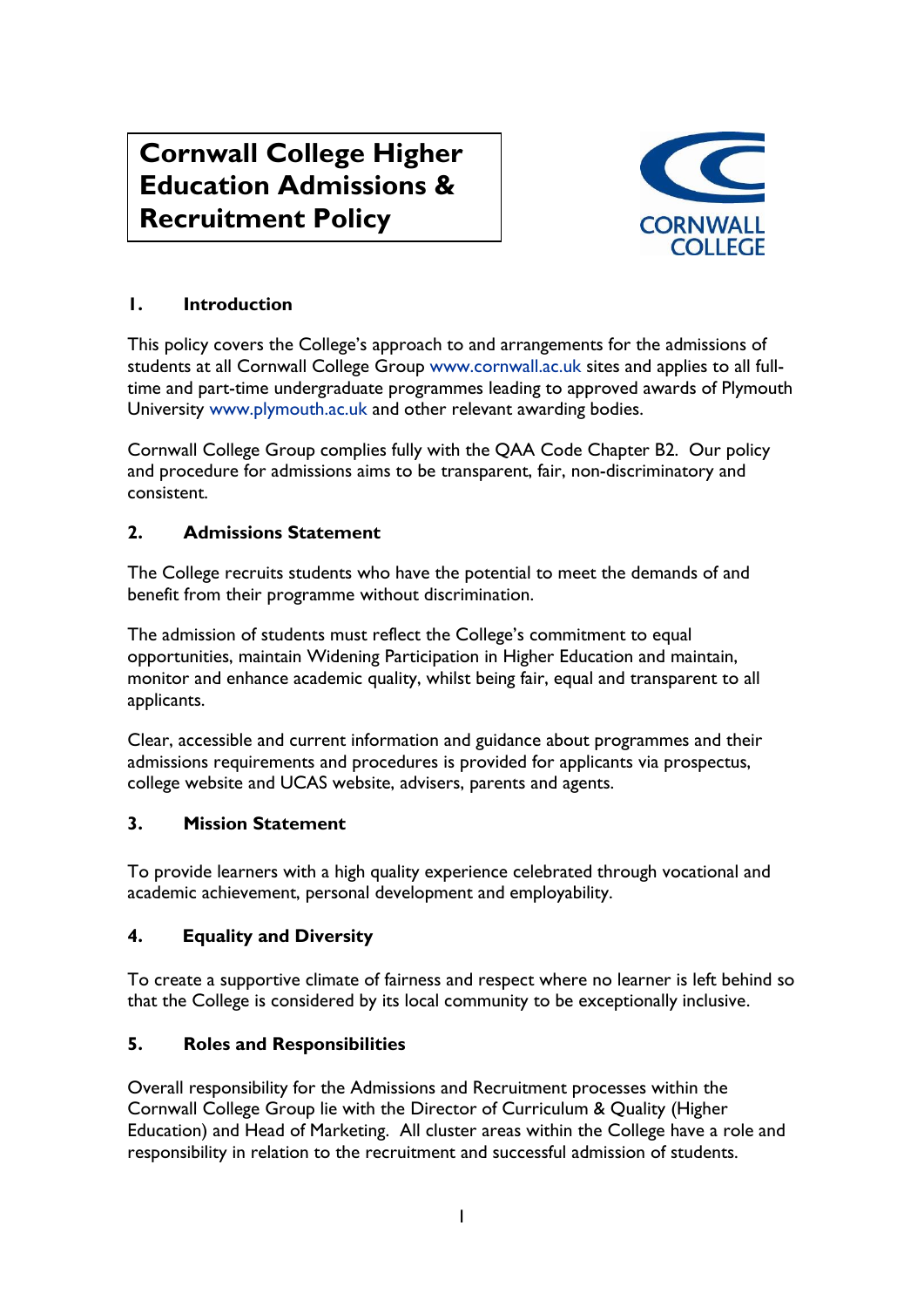# Cornwall College Higher Education Admissions & Recruitment Policy

CORNWALL COLLEGE

## 1. Introduction

This policy covers the College's approach to and arrangements for the admissions of students at all Cornwall College Group www.cornwall.ac.uk sites and applies to all full-time and part-time undergraduate programmes leading to approved awards of Plymouth University www.plymouth.ac.uk and other relevant awarding bodies.

Cornwall College Group complies fully with the QAA Code Chapter B2. Our policy and procedure for admissions aims to be transparent, fair, non-discriminatory and consistent.

## 2. Admissions Statement

The College recruits students who have the potential to meet the demands of and benefit from their programme without discrimination.

The admission of students must reflect the College's commitment to equal opportunities, maintain Widening Participation in Higher Education and maintain, monitor and enhance academic quality, whilst being fair, equal and transparent to all applicants.

Clear, accessible and current information and guidance about programmes and their admissions requirements and procedures is provided for applicants via prospectus, college website and UCAS website, advisers, parents and agents.

## 3. Mission Statement

To provide learners with a high quality experience celebrated through vocational and academic achievement, personal development and employability.

## 4. Equality and Diversity

To create a supportive climate of fairness and respect where no learner is left behind so that the College is considered by its local community to be exceptionally inclusive.

## 5. Roles and Responsibilities

Overall responsibility for the Admissions and Recruitment processes within the Cornwall College Group lie with the Director of Curriculum & Quality (Higher Education) and Head of Marketing. All cluster areas within the College have a role and responsibility in relation to the recruitment and successful admission of students.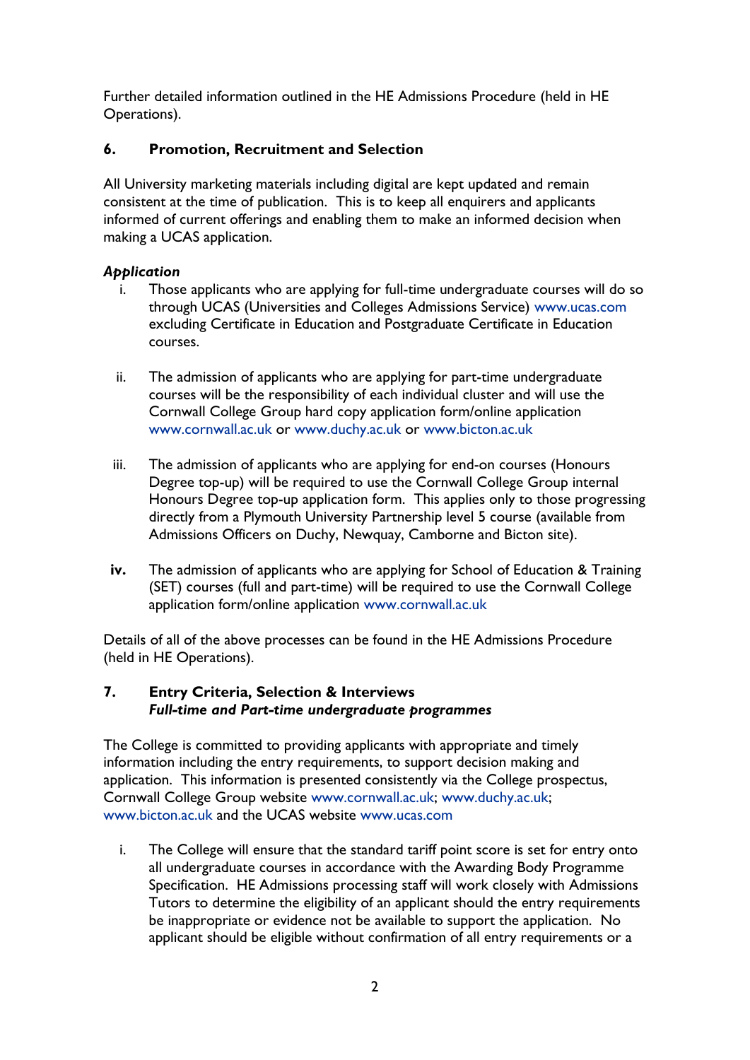Further detailed information outlined in the HE Admissions Procedure (held in HE Operations).

## 6. Promotion, Recruitment and Selection

All University marketing materials including digital are kept updated and remain consistent at the time of publication. This is to keep all enquirers and applicants informed of current offerings and enabling them to make an informed decision when making a UCAS application.

***Application***

i. Those applicants who are applying for full-time undergraduate courses will do so through UCAS (Universities and Colleges Admissions Service) www.ucas.com excluding Certificate in Education and Postgraduate Certificate in Education courses.

ii. The admission of applicants who are applying for part-time undergraduate courses will be the responsibility of each individual cluster and will use the Cornwall College Group hard copy application form/online application www.cornwall.ac.uk or www.duchy.ac.uk or www.bicton.ac.uk

iii. The admission of applicants who are applying for end-on courses (Honours Degree top-up) will be required to use the Cornwall College Group internal Honours Degree top-up application form. This applies only to those progressing directly from a Plymouth University Partnership level 5 course (available from Admissions Officers on Duchy, Newquay, Camborne and Bicton site).

**iv.** The admission of applicants who are applying for School of Education & Training (SET) courses (full and part-time) will be required to use the Cornwall College application form/online application www.cornwall.ac.uk

Details of all of the above processes can be found in the HE Admissions Procedure (held in HE Operations).

## 7. Entry Criteria, Selection & Interviews

***Full-time and Part-time undergraduate programmes***

The College is committed to providing applicants with appropriate and timely information including the entry requirements, to support decision making and application. This information is presented consistently via the College prospectus, Cornwall College Group website www.cornwall.ac.uk; www.duchy.ac.uk; www.bicton.ac.uk and the UCAS website www.ucas.com

i. The College will ensure that the standard tariff point score is set for entry onto all undergraduate courses in accordance with the Awarding Body Programme Specification. HE Admissions processing staff will work closely with Admissions Tutors to determine the eligibility of an applicant should the entry requirements be inappropriate or evidence not be available to support the application. No applicant should be eligible without confirmation of all entry requirements or a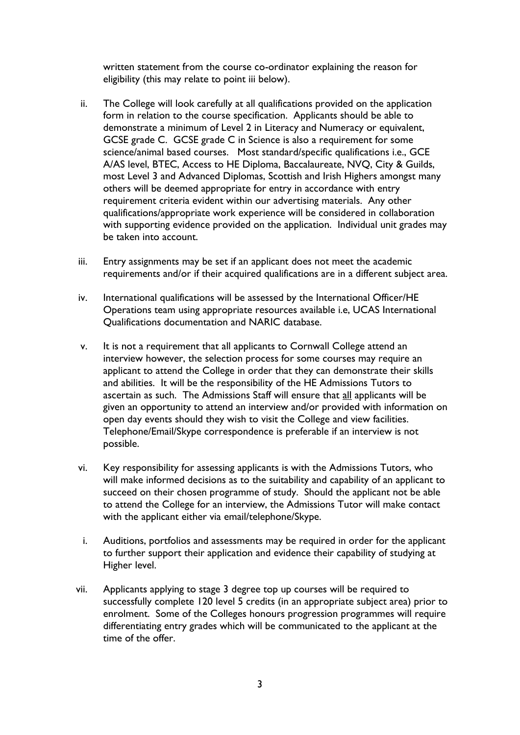written statement from the course co-ordinator explaining the reason for eligibility (this may relate to point iii below).

ii. The College will look carefully at all qualifications provided on the application form in relation to the course specification. Applicants should be able to demonstrate a minimum of Level 2 in Literacy and Numeracy or equivalent, GCSE grade C. GCSE grade C in Science is also a requirement for some science/animal based courses. Most standard/specific qualifications i.e., GCE A/AS level, BTEC, Access to HE Diploma, Baccalaureate, NVQ, City & Guilds, most Level 3 and Advanced Diplomas, Scottish and Irish Highers amongst many others will be deemed appropriate for entry in accordance with entry requirement criteria evident within our advertising materials. Any other qualifications/appropriate work experience will be considered in collaboration with supporting evidence provided on the application. Individual unit grades may be taken into account.

iii. Entry assignments may be set if an applicant does not meet the academic requirements and/or if their acquired qualifications are in a different subject area.

iv. International qualifications will be assessed by the International Officer/HE Operations team using appropriate resources available i.e, UCAS International Qualifications documentation and NARIC database.

v. It is not a requirement that all applicants to Cornwall College attend an interview however, the selection process for some courses may require an applicant to attend the College in order that they can demonstrate their skills and abilities. It will be the responsibility of the HE Admissions Tutors to ascertain as such. The Admissions Staff will ensure that <u>all</u> applicants will be given an opportunity to attend an interview and/or provided with information on open day events should they wish to visit the College and view facilities. Telephone/Email/Skype correspondence is preferable if an interview is not possible.

vi. Key responsibility for assessing applicants is with the Admissions Tutors, who will make informed decisions as to the suitability and capability of an applicant to succeed on their chosen programme of study. Should the applicant not be able to attend the College for an interview, the Admissions Tutor will make contact with the applicant either via email/telephone/Skype.

i. Auditions, portfolios and assessments may be required in order for the applicant to further support their application and evidence their capability of studying at Higher level.

vii. Applicants applying to stage 3 degree top up courses will be required to successfully complete 120 level 5 credits (in an appropriate subject area) prior to enrolment. Some of the Colleges honours progression programmes will require differentiating entry grades which will be communicated to the applicant at the time of the offer.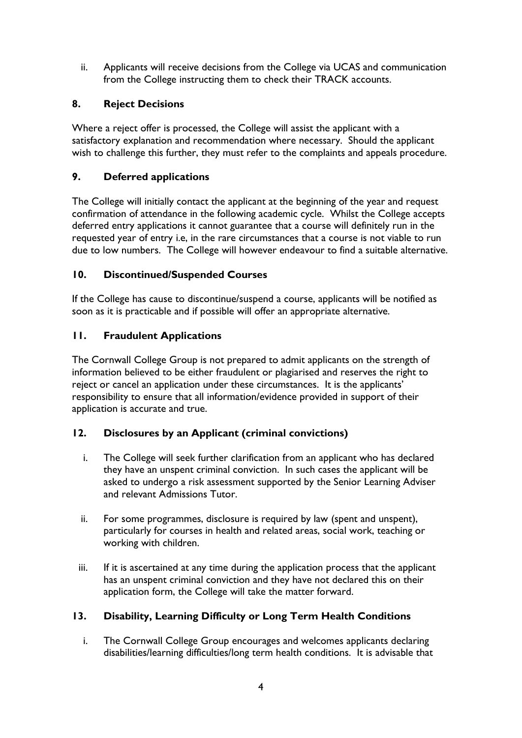ii. Applicants will receive decisions from the College via UCAS and communication from the College instructing them to check their TRACK accounts.

## 8. Reject Decisions

Where a reject offer is processed, the College will assist the applicant with a satisfactory explanation and recommendation where necessary. Should the applicant wish to challenge this further, they must refer to the complaints and appeals procedure.

## 9. Deferred applications

The College will initially contact the applicant at the beginning of the year and request confirmation of attendance in the following academic cycle. Whilst the College accepts deferred entry applications it cannot guarantee that a course will definitely run in the requested year of entry i.e, in the rare circumstances that a course is not viable to run due to low numbers. The College will however endeavour to find a suitable alternative.

## 10. Discontinued/Suspended Courses

If the College has cause to discontinue/suspend a course, applicants will be notified as soon as it is practicable and if possible will offer an appropriate alternative.

## 11. Fraudulent Applications

The Cornwall College Group is not prepared to admit applicants on the strength of information believed to be either fraudulent or plagiarised and reserves the right to reject or cancel an application under these circumstances. It is the applicants' responsibility to ensure that all information/evidence provided in support of their application is accurate and true.

## 12. Disclosures by an Applicant (criminal convictions)

i. The College will seek further clarification from an applicant who has declared they have an unspent criminal conviction. In such cases the applicant will be asked to undergo a risk assessment supported by the Senior Learning Adviser and relevant Admissions Tutor.

ii. For some programmes, disclosure is required by law (spent and unspent), particularly for courses in health and related areas, social work, teaching or working with children.

iii. If it is ascertained at any time during the application process that the applicant has an unspent criminal conviction and they have not declared this on their application form, the College will take the matter forward.

## 13. Disability, Learning Difficulty or Long Term Health Conditions

i. The Cornwall College Group encourages and welcomes applicants declaring disabilities/learning difficulties/long term health conditions. It is advisable that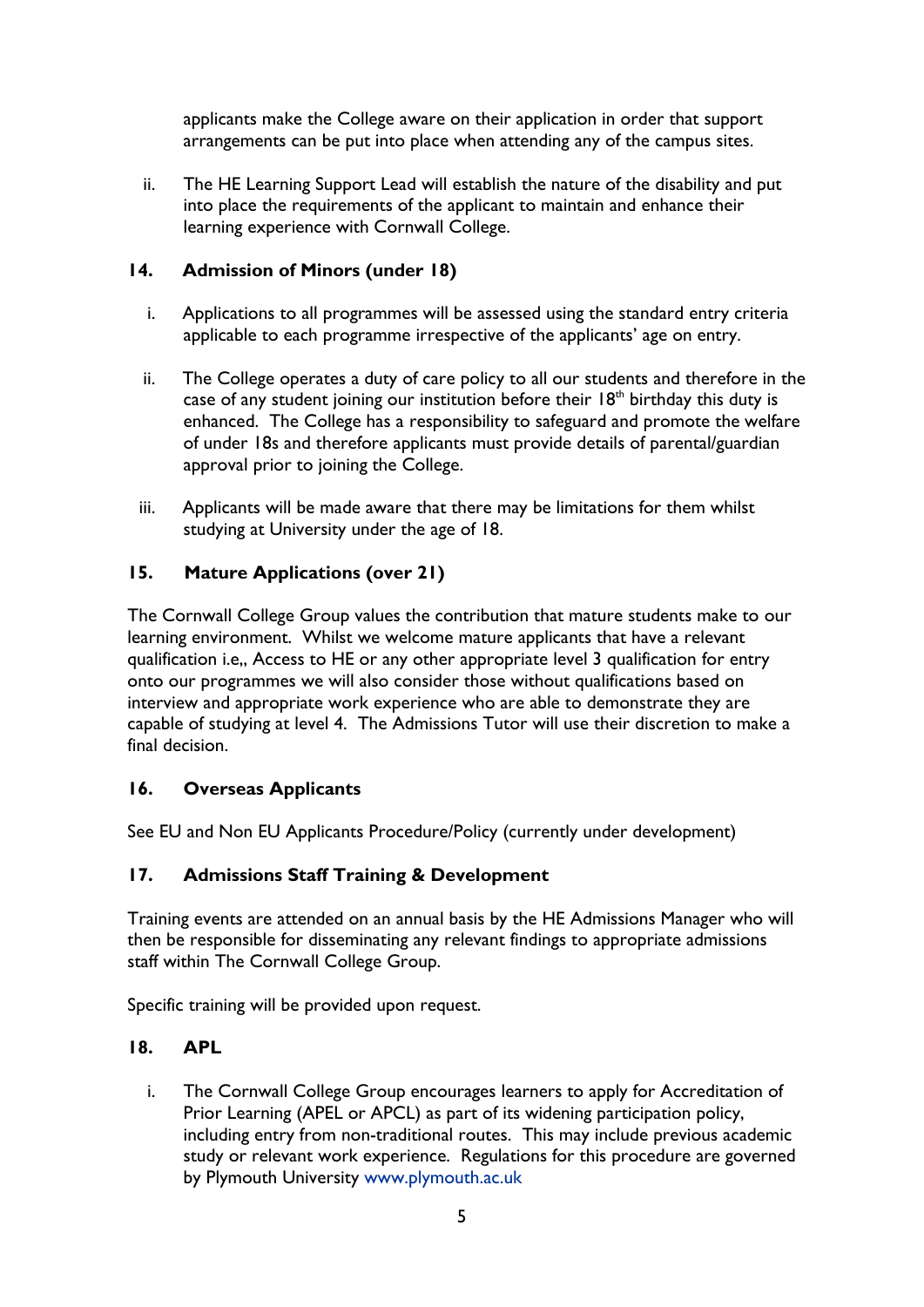applicants make the College aware on their application in order that support arrangements can be put into place when attending any of the campus sites.

ii. The HE Learning Support Lead will establish the nature of the disability and put into place the requirements of the applicant to maintain and enhance their learning experience with Cornwall College.

### 14. Admission of Minors (under 18)

i. Applications to all programmes will be assessed using the standard entry criteria applicable to each programme irrespective of the applicants' age on entry.

ii. The College operates a duty of care policy to all our students and therefore in the case of any student joining our institution before their 18th birthday this duty is enhanced. The College has a responsibility to safeguard and promote the welfare of under 18s and therefore applicants must provide details of parental/guardian approval prior to joining the College.

iii. Applicants will be made aware that there may be limitations for them whilst studying at University under the age of 18.

### 15. Mature Applications (over 21)

The Cornwall College Group values the contribution that mature students make to our learning environment. Whilst we welcome mature applicants that have a relevant qualification i.e,, Access to HE or any other appropriate level 3 qualification for entry onto our programmes we will also consider those without qualifications based on interview and appropriate work experience who are able to demonstrate they are capable of studying at level 4. The Admissions Tutor will use their discretion to make a final decision.

### 16. Overseas Applicants

See EU and Non EU Applicants Procedure/Policy (currently under development)

### 17. Admissions Staff Training & Development

Training events are attended on an annual basis by the HE Admissions Manager who will then be responsible for disseminating any relevant findings to appropriate admissions staff within The Cornwall College Group.

Specific training will be provided upon request.

### 18. APL

i. The Cornwall College Group encourages learners to apply for Accreditation of Prior Learning (APEL or APCL) as part of its widening participation policy, including entry from non-traditional routes. This may include previous academic study or relevant work experience. Regulations for this procedure are governed by Plymouth University www.plymouth.ac.uk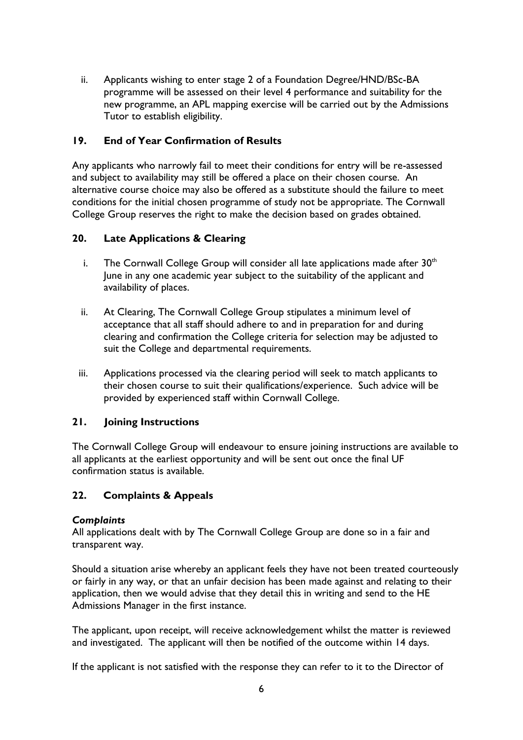ii. Applicants wishing to enter stage 2 of a Foundation Degree/HND/BSc-BA programme will be assessed on their level 4 performance and suitability for the new programme, an APL mapping exercise will be carried out by the Admissions Tutor to establish eligibility.

## 19. End of Year Confirmation of Results

Any applicants who narrowly fail to meet their conditions for entry will be re-assessed and subject to availability may still be offered a place on their chosen course. An alternative course choice may also be offered as a substitute should the failure to meet conditions for the initial chosen programme of study not be appropriate. The Cornwall College Group reserves the right to make the decision based on grades obtained.

## 20. Late Applications & Clearing

i. The Cornwall College Group will consider all late applications made after 30th June in any one academic year subject to the suitability of the applicant and availability of places.

ii. At Clearing, The Cornwall College Group stipulates a minimum level of acceptance that all staff should adhere to and in preparation for and during clearing and confirmation the College criteria for selection may be adjusted to suit the College and departmental requirements.

iii. Applications processed via the clearing period will seek to match applicants to their chosen course to suit their qualifications/experience. Such advice will be provided by experienced staff within Cornwall College.

## 21. Joining Instructions

The Cornwall College Group will endeavour to ensure joining instructions are available to all applicants at the earliest opportunity and will be sent out once the final UF confirmation status is available.

## 22. Complaints & Appeals

***Complaints***

All applications dealt with by The Cornwall College Group are done so in a fair and transparent way.

Should a situation arise whereby an applicant feels they have not been treated courteously or fairly in any way, or that an unfair decision has been made against and relating to their application, then we would advise that they detail this in writing and send to the HE Admissions Manager in the first instance.

The applicant, upon receipt, will receive acknowledgement whilst the matter is reviewed and investigated. The applicant will then be notified of the outcome within 14 days.

If the applicant is not satisfied with the response they can refer to it to the Director of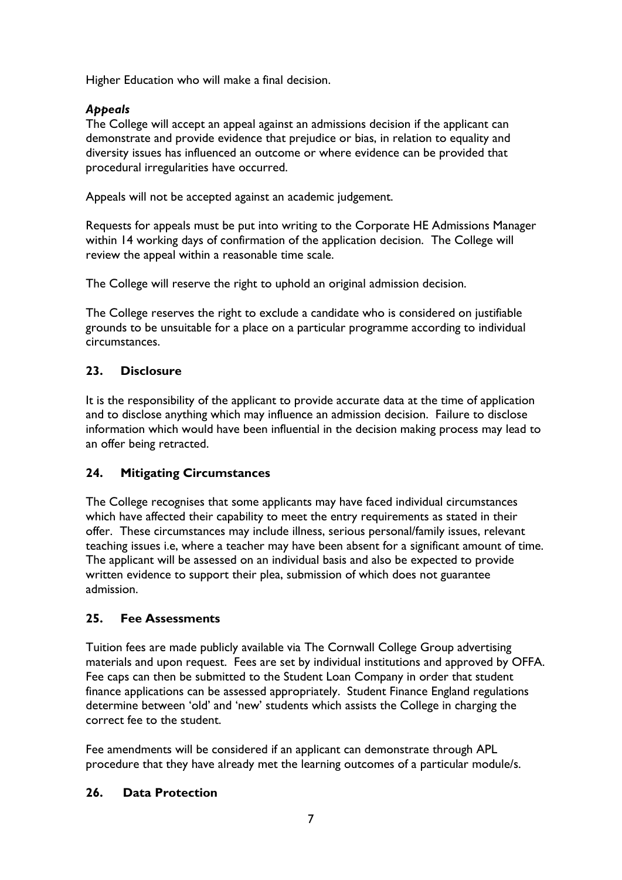Higher Education who will make a final decision.

***Appeals***

The College will accept an appeal against an admissions decision if the applicant can demonstrate and provide evidence that prejudice or bias, in relation to equality and diversity issues has influenced an outcome or where evidence can be provided that procedural irregularities have occurred.

Appeals will not be accepted against an academic judgement.

Requests for appeals must be put into writing to the Corporate HE Admissions Manager within 14 working days of confirmation of the application decision. The College will review the appeal within a reasonable time scale.

The College will reserve the right to uphold an original admission decision.

The College reserves the right to exclude a candidate who is considered on justifiable grounds to be unsuitable for a place on a particular programme according to individual circumstances.

## 23. Disclosure

It is the responsibility of the applicant to provide accurate data at the time of application and to disclose anything which may influence an admission decision. Failure to disclose information which would have been influential in the decision making process may lead to an offer being retracted.

## 24. Mitigating Circumstances

The College recognises that some applicants may have faced individual circumstances which have affected their capability to meet the entry requirements as stated in their offer. These circumstances may include illness, serious personal/family issues, relevant teaching issues i.e, where a teacher may have been absent for a significant amount of time. The applicant will be assessed on an individual basis and also be expected to provide written evidence to support their plea, submission of which does not guarantee admission.

## 25. Fee Assessments

Tuition fees are made publicly available via The Cornwall College Group advertising materials and upon request. Fees are set by individual institutions and approved by OFFA. Fee caps can then be submitted to the Student Loan Company in order that student finance applications can be assessed appropriately. Student Finance England regulations determine between 'old' and 'new' students which assists the College in charging the correct fee to the student.

Fee amendments will be considered if an applicant can demonstrate through APL procedure that they have already met the learning outcomes of a particular module/s.

## 26. Data Protection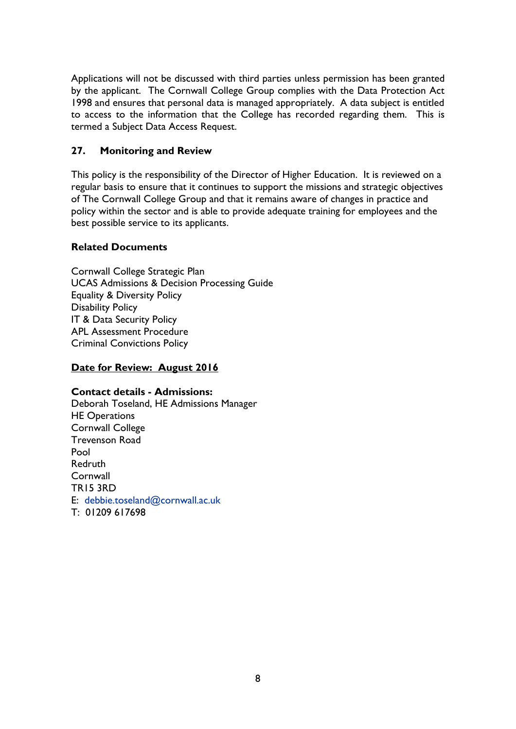Applications will not be discussed with third parties unless permission has been granted by the applicant. The Cornwall College Group complies with the Data Protection Act 1998 and ensures that personal data is managed appropriately. A data subject is entitled to access to the information that the College has recorded regarding them. This is termed a Subject Data Access Request.

## 27. Monitoring and Review

This policy is the responsibility of the Director of Higher Education. It is reviewed on a regular basis to ensure that it continues to support the missions and strategic objectives of The Cornwall College Group and that it remains aware of changes in practice and policy within the sector and is able to provide adequate training for employees and the best possible service to its applicants.

**Related Documents**

Cornwall College Strategic Plan
UCAS Admissions & Decision Processing Guide
Equality & Diversity Policy
Disability Policy
IT & Data Security Policy
APL Assessment Procedure
Criminal Convictions Policy

**Date for Review: August 2016**

**Contact details - Admissions:**
Deborah Toseland, HE Admissions Manager
HE Operations
Cornwall College
Trevenson Road
Pool
Redruth
Cornwall
TR15 3RD
E: debbie.toseland@cornwall.ac.uk
T: 01209 617698